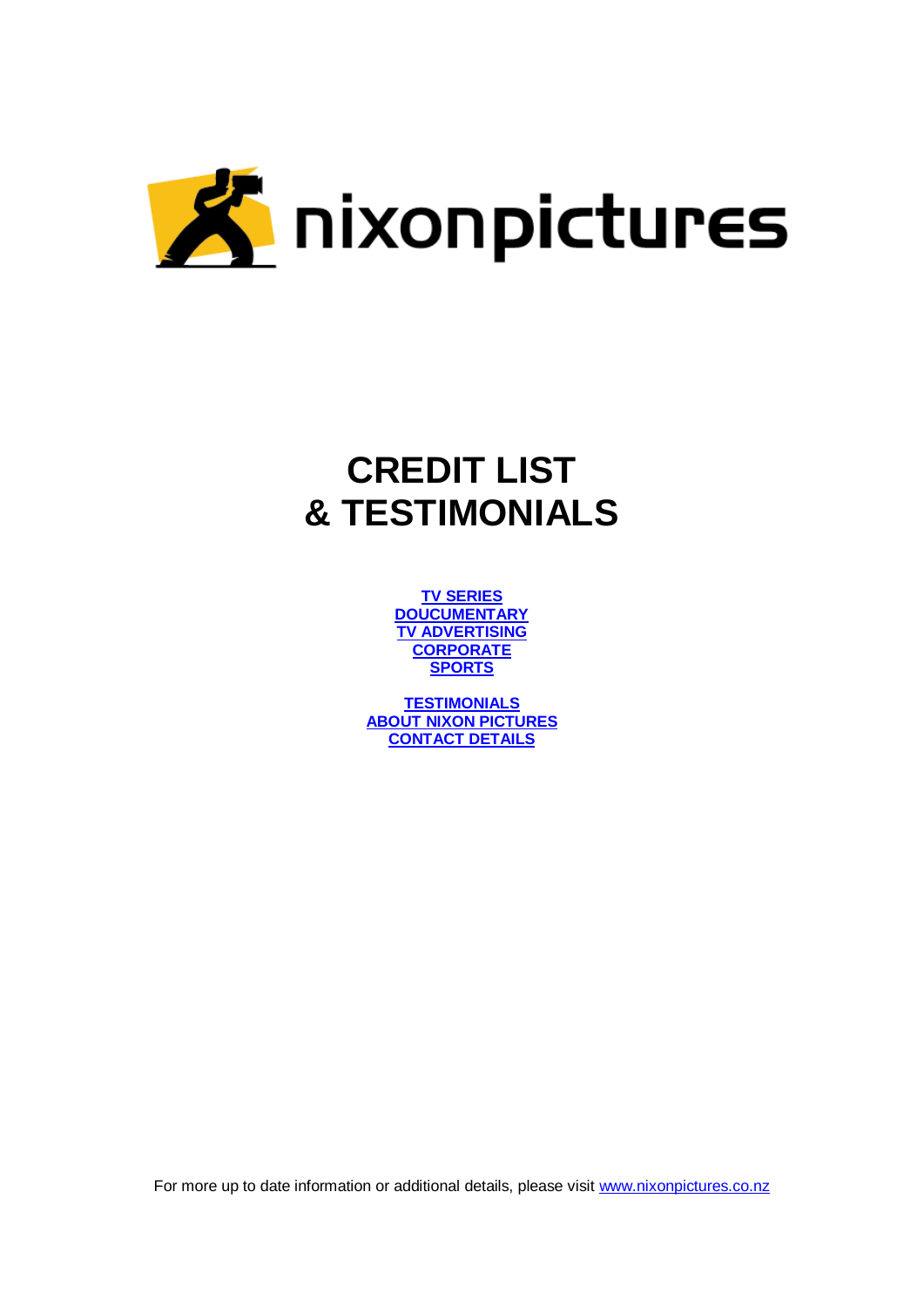nixonpictures

# CREDIT LIST
# & TESTIMONIALS

TV SERIES
DOUCUMENTARY
TV ADVERTISING
CORPORATE
SPORTS

TESTIMONIALS
ABOUT NIXON PICTURES
CONTACT DETAILS

For more up to date information or additional details, please visit www.nixonpictures.co.nz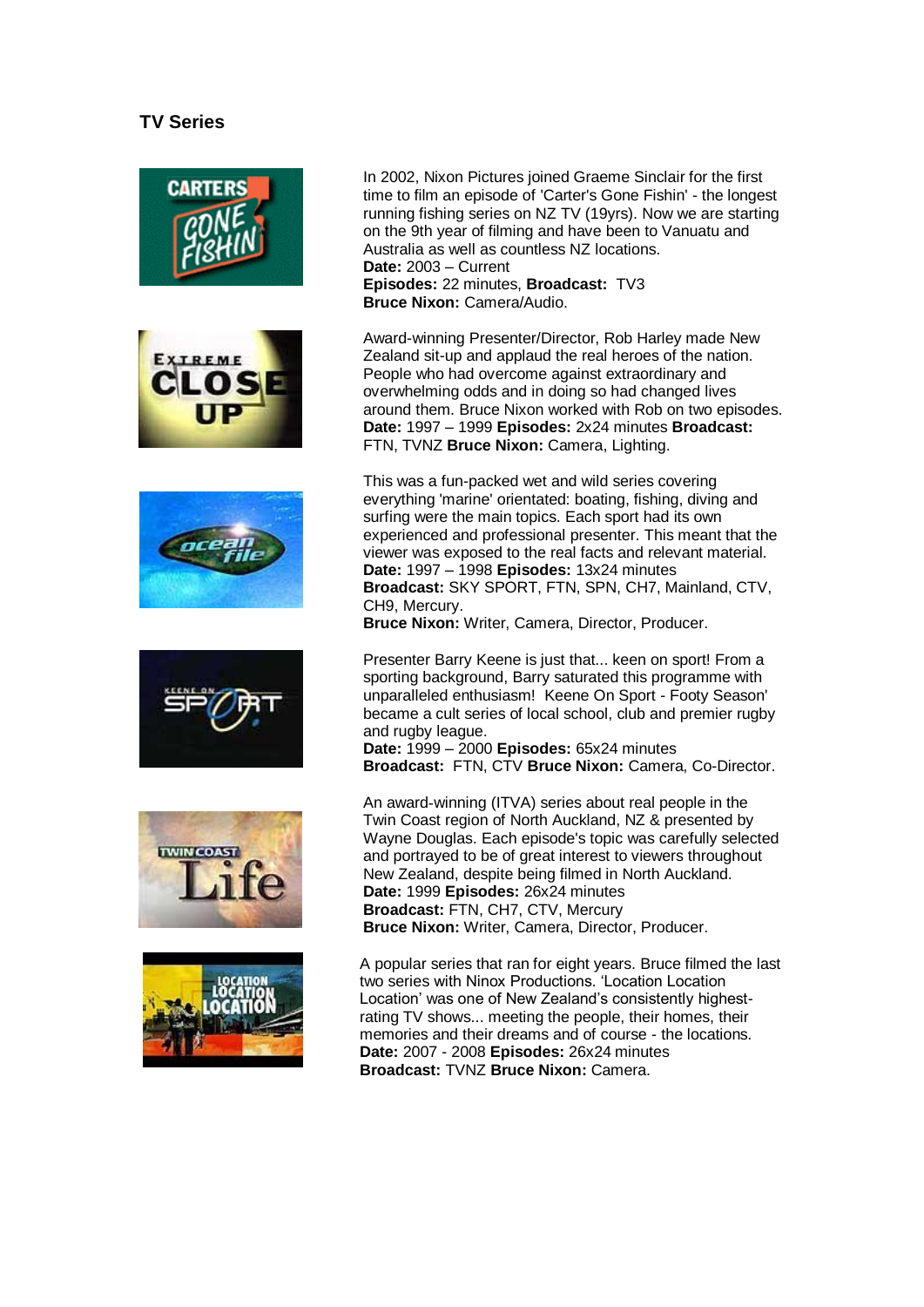## TV Series

In 2002, Nixon Pictures joined Graeme Sinclair for the first time to film an episode of 'Carter's Gone Fishin' - the longest running fishing series on NZ TV (19yrs). Now we are starting on the 9th year of filming and have been to Vanuatu and Australia as well as countless NZ locations.
**Date:** 2003 – Current
**Episodes:** 22 minutes, **Broadcast:** TV3
**Bruce Nixon:** Camera/Audio.

Award-winning Presenter/Director, Rob Harley made New Zealand sit-up and applaud the real heroes of the nation. People who had overcome against extraordinary and overwhelming odds and in doing so had changed lives around them. Bruce Nixon worked with Rob on two episodes.
**Date:** 1997 – 1999 **Episodes:** 2x24 minutes **Broadcast:** FTN, TVNZ **Bruce Nixon:** Camera, Lighting.

This was a fun-packed wet and wild series covering everything 'marine' orientated: boating, fishing, diving and surfing were the main topics. Each sport had its own experienced and professional presenter. This meant that the viewer was exposed to the real facts and relevant material.
**Date:** 1997 – 1998 **Episodes:** 13x24 minutes
**Broadcast:** SKY SPORT, FTN, SPN, CH7, Mainland, CTV, CH9, Mercury.
**Bruce Nixon:** Writer, Camera, Director, Producer.

Presenter Barry Keene is just that... keen on sport! From a sporting background, Barry saturated this programme with unparalleled enthusiasm! Keene On Sport - Footy Season' became a cult series of local school, club and premier rugby and rugby league.
**Date:** 1999 – 2000 **Episodes:** 65x24 minutes
**Broadcast:** FTN, CTV **Bruce Nixon:** Camera, Co-Director.

An award-winning (ITVA) series about real people in the Twin Coast region of North Auckland, NZ & presented by Wayne Douglas. Each episode's topic was carefully selected and portrayed to be of great interest to viewers throughout New Zealand, despite being filmed in North Auckland.
**Date:** 1999 **Episodes:** 26x24 minutes
**Broadcast:** FTN, CH7, CTV, Mercury
**Bruce Nixon:** Writer, Camera, Director, Producer.

A popular series that ran for eight years. Bruce filmed the last two series with Ninox Productions. 'Location Location Location' was one of New Zealand's consistently highest-rating TV shows... meeting the people, their homes, their memories and their dreams and of course - the locations.
**Date:** 2007 - 2008 **Episodes:** 26x24 minutes
**Broadcast:** TVNZ **Bruce Nixon:** Camera.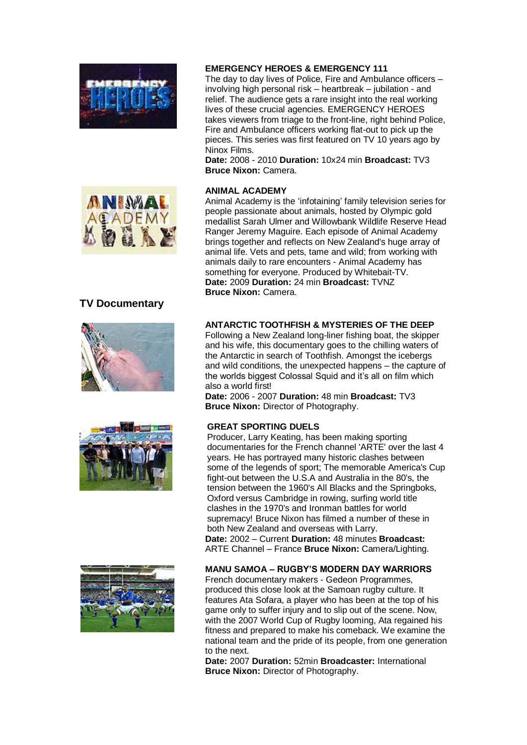### EMERGENCY HEROES & EMERGENCY 111

The day to day lives of Police, Fire and Ambulance officers – involving high personal risk – heartbreak – jubilation - and relief. The audience gets a rare insight into the real working lives of these crucial agencies. EMERGENCY HEROES takes viewers from triage to the front-line, right behind Police, Fire and Ambulance officers working flat-out to pick up the pieces. This series was first featured on TV 10 years ago by Ninox Films.

**Date:** 2008 - 2010 **Duration:** 10x24 min **Broadcast:** TV3
**Bruce Nixon:** Camera.

### ANIMAL ACADEMY

Animal Academy is the 'infotaining' family television series for people passionate about animals, hosted by Olympic gold medallist Sarah Ulmer and Willowbank Wildlife Reserve Head Ranger Jeremy Maguire. Each episode of Animal Academy brings together and reflects on New Zealand's huge array of animal life. Vets and pets, tame and wild; from working with animals daily to rare encounters - Animal Academy has something for everyone. Produced by Whitebait-TV.

**Date:** 2009 **Duration:** 24 min **Broadcast:** TVNZ
**Bruce Nixon:** Camera.

## TV Documentary

### ANTARCTIC TOOTHFISH & MYSTERIES OF THE DEEP

Following a New Zealand long-liner fishing boat, the skipper and his wife, this documentary goes to the chilling waters of the Antarctic in search of Toothfish. Amongst the icebergs and wild conditions, the unexpected happens – the capture of the worlds biggest Colossal Squid and it's all on film which also a world first!

**Date:** 2006 - 2007 **Duration:** 48 min **Broadcast:** TV3
**Bruce Nixon:** Director of Photography.

### GREAT SPORTING DUELS

Producer, Larry Keating, has been making sporting documentaries for the French channel 'ARTE' over the last 4 years. He has portrayed many historic clashes between some of the legends of sport; The memorable America's Cup fight-out between the U.S.A and Australia in the 80's, the tension between the 1960's All Blacks and the Springboks, Oxford versus Cambridge in rowing, surfing world title clashes in the 1970's and Ironman battles for world supremacy! Bruce Nixon has filmed a number of these in both New Zealand and overseas with Larry.

**Date:** 2002 – Current **Duration:** 48 minutes **Broadcast:** ARTE Channel – France **Bruce Nixon:** Camera/Lighting.

### MANU SAMOA – RUGBY'S MODERN DAY WARRIORS

French documentary makers - Gedeon Programmes, produced this close look at the Samoan rugby culture. It features Ata Sofara, a player who has been at the top of his game only to suffer injury and to slip out of the scene. Now, with the 2007 World Cup of Rugby looming, Ata regained his fitness and prepared to make his comeback. We examine the national team and the pride of its people, from one generation to the next.

**Date:** 2007 **Duration:** 52min **Broadcaster:** International
**Bruce Nixon:** Director of Photography.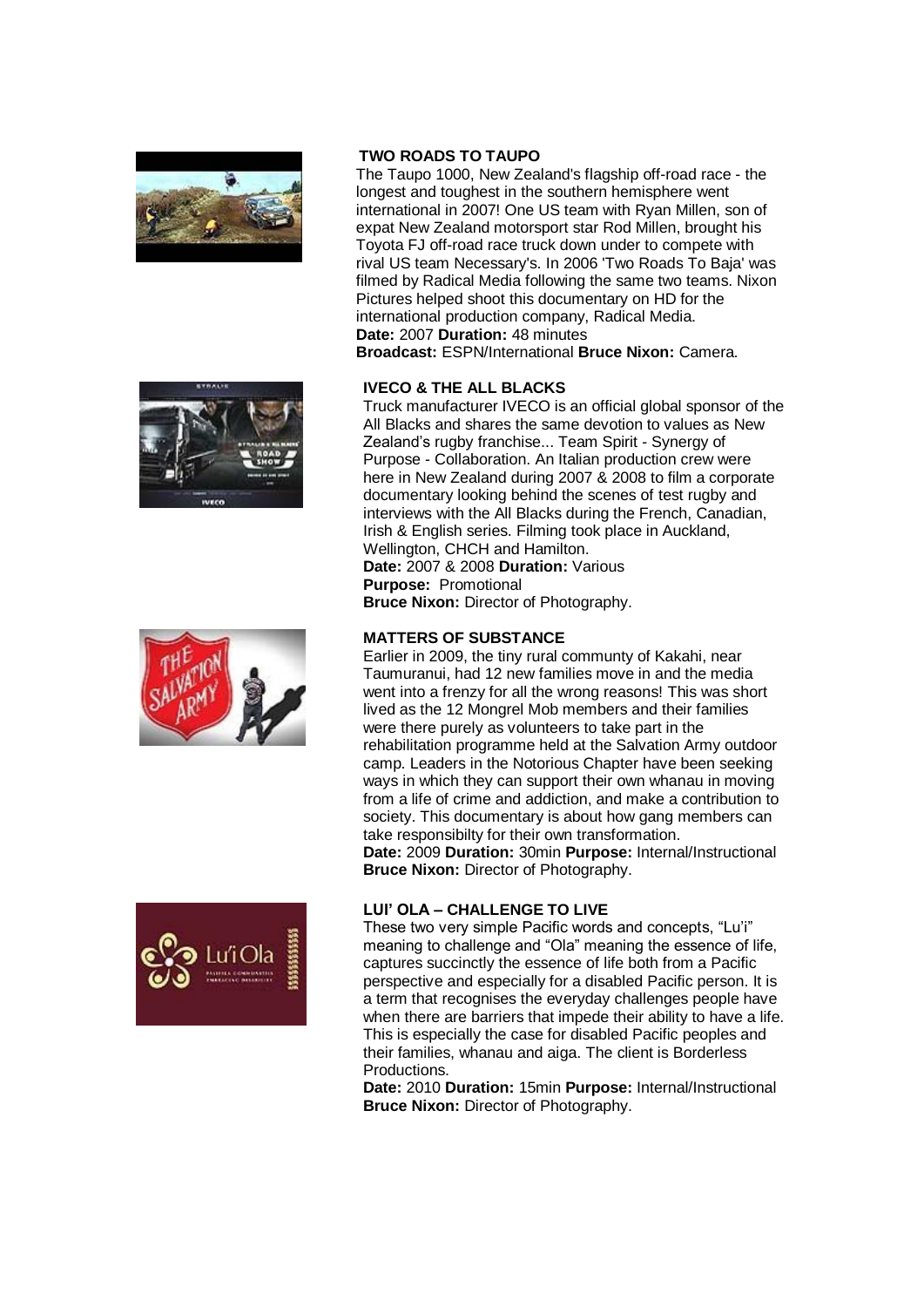### TWO ROADS TO TAUPO

The Taupo 1000, New Zealand's flagship off-road race - the longest and toughest in the southern hemisphere went international in 2007! One US team with Ryan Millen, son of expat New Zealand motorsport star Rod Millen, brought his Toyota FJ off-road race truck down under to compete with rival US team Necessary's. In 2006 'Two Roads To Baja' was filmed by Radical Media following the same two teams. Nixon Pictures helped shoot this documentary on HD for the international production company, Radical Media.

**Date:** 2007 **Duration:** 48 minutes
**Broadcast:** ESPN/International **Bruce Nixon:** Camera.

### IVECO & THE ALL BLACKS

Truck manufacturer IVECO is an official global sponsor of the All Blacks and shares the same devotion to values as New Zealand's rugby franchise... Team Spirit - Synergy of Purpose - Collaboration. An Italian production crew were here in New Zealand during 2007 & 2008 to film a corporate documentary looking behind the scenes of test rugby and interviews with the All Blacks during the French, Canadian, Irish & English series. Filming took place in Auckland, Wellington, CHCH and Hamilton.

**Date:** 2007 & 2008 **Duration:** Various
**Purpose:** Promotional
**Bruce Nixon:** Director of Photography.

### MATTERS OF SUBSTANCE

Earlier in 2009, the tiny rural communty of Kakahi, near Taumuranui, had 12 new families move in and the media went into a frenzy for all the wrong reasons! This was short lived as the 12 Mongrel Mob members and their families were there purely as volunteers to take part in the rehabilitation programme held at the Salvation Army outdoor camp. Leaders in the Notorious Chapter have been seeking ways in which they can support their own whanau in moving from a life of crime and addiction, and make a contribution to society. This documentary is about how gang members can take responsibilty for their own transformation.

**Date:** 2009 **Duration:** 30min **Purpose:** Internal/Instructional
**Bruce Nixon:** Director of Photography.

### LUI' OLA – CHALLENGE TO LIVE

These two very simple Pacific words and concepts, "Lu'i" meaning to challenge and "Ola" meaning the essence of life, captures succinctly the essence of life both from a Pacific perspective and especially for a disabled Pacific person. It is a term that recognises the everyday challenges people have when there are barriers that impede their ability to have a life. This is especially the case for disabled Pacific peoples and their families, whanau and aiga. The client is Borderless Productions.

**Date:** 2010 **Duration:** 15min **Purpose:** Internal/Instructional
**Bruce Nixon:** Director of Photography.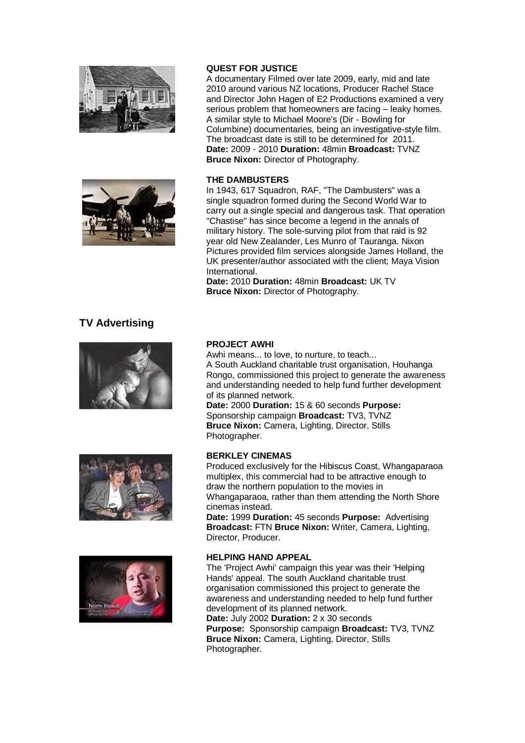**QUEST FOR JUSTICE**

A documentary Filmed over late 2009, early, mid and late 2010 around various NZ locations, Producer Rachel Stace and Director John Hagen of E2 Productions examined a very serious problem that homeowners are facing – leaky homes. A similar style to Michael Moore's (Dir - Bowling for Columbine) documentaries, being an investigative-style film. The broadcast date is still to be determined for 2011.
**Date:** 2009 - 2010 **Duration:** 48min **Broadcast:** TVNZ
**Bruce Nixon:** Director of Photography.

**THE DAMBUSTERS**

In 1943, 617 Squadron, RAF, "The Dambusters" was a single squadron formed during the Second World War to carry out a single special and dangerous task. That operation "Chastise" has since become a legend in the annals of military history. The sole-surving pilot from that raid is 92 year old New Zealander, Les Munro of Tauranga. Nixon Pictures provided film services alongside James Holland, the UK presenter/author associated with the client; Maya Vision International.
**Date:** 2010 **Duration:** 48min **Broadcast:** UK TV
**Bruce Nixon:** Director of Photography.

## TV Advertising

**PROJECT AWHI**

Awhi means... to love, to nurture, to teach...
A South Auckland charitable trust organisation, Houhanga Rongo, commissioned this project to generate the awareness and understanding needed to help fund further development of its planned network.
**Date:** 2000 **Duration:** 15 & 60 seconds **Purpose:** Sponsorship campaign **Broadcast:** TV3, TVNZ
**Bruce Nixon:** Camera, Lighting, Director, Stills Photographer.

**BERKLEY CINEMAS**

Produced exclusively for the Hibiscus Coast, Whangaparaoa multiplex, this commercial had to be attractive enough to draw the northern population to the movies in Whangaparaoa, rather than them attending the North Shore cinemas instead.
**Date:** 1999 **Duration:** 45 seconds **Purpose:** Advertising **Broadcast:** FTN **Bruce Nixon:** Writer, Camera, Lighting, Director, Producer.

**HELPING HAND APPEAL**

The 'Project Awhi' campaign this year was their 'Helping Hands' appeal. The south Auckland charitable trust organisation commissioned this project to generate the awareness and understanding needed to help fund further development of its planned network.
**Date:** July 2002 **Duration:** 2 x 30 seconds
**Purpose:** Sponsorship campaign **Broadcast:** TV3, TVNZ
**Bruce Nixon:** Camera, Lighting, Director, Stills Photographer.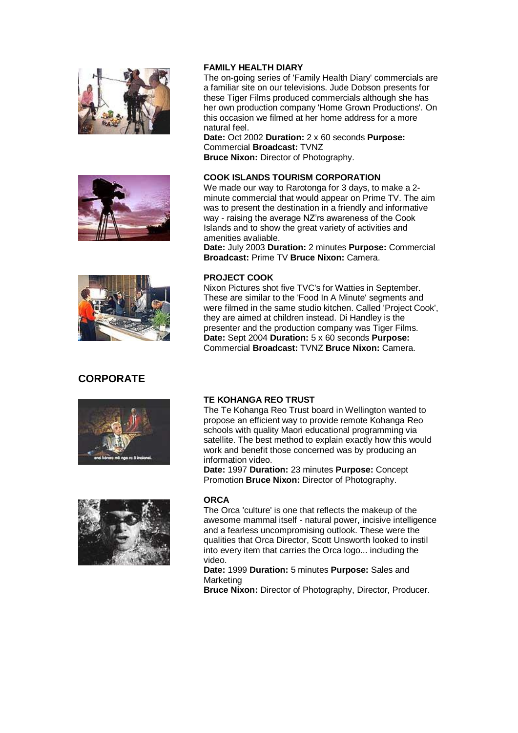**FAMILY HEALTH DIARY**

The on-going series of 'Family Health Diary' commercials are a familiar site on our televisions. Jude Dobson presents for these Tiger Films produced commercials although she has her own production company 'Home Grown Productions'. On this occasion we filmed at her home address for a more natural feel.

**Date:** Oct 2002 **Duration:** 2 x 60 seconds **Purpose:** Commercial **Broadcast:** TVNZ
**Bruce Nixon:** Director of Photography.

**COOK ISLANDS TOURISM CORPORATION**

We made our way to Rarotonga for 3 days, to make a 2-minute commercial that would appear on Prime TV. The aim was to present the destination in a friendly and informative way - raising the average NZ'rs awareness of the Cook Islands and to show the great variety of activities and amenities avaliable.

**Date:** July 2003 **Duration:** 2 minutes **Purpose:** Commercial **Broadcast:** Prime TV **Bruce Nixon:** Camera.

**PROJECT COOK**

Nixon Pictures shot five TVC's for Watties in September. These are similar to the 'Food In A Minute' segments and were filmed in the same studio kitchen. Called 'Project Cook', they are aimed at children instead. Di Handley is the presenter and the production company was Tiger Films.

**Date:** Sept 2004 **Duration:** 5 x 60 seconds **Purpose:** Commercial **Broadcast:** TVNZ **Bruce Nixon:** Camera.

## CORPORATE

**TE KOHANGA REO TRUST**

The Te Kohanga Reo Trust board in Wellington wanted to propose an efficient way to provide remote Kohanga Reo schools with quality Maori educational programming via satellite. The best method to explain exactly how this would work and benefit those concerned was by producing an information video.

**Date:** 1997 **Duration:** 23 minutes **Purpose:** Concept Promotion **Bruce Nixon:** Director of Photography.

**ORCA**

The Orca 'culture' is one that reflects the makeup of the awesome mammal itself - natural power, incisive intelligence and a fearless uncompromising outlook. These were the qualities that Orca Director, Scott Unsworth looked to instil into every item that carries the Orca logo... including the video.

**Date:** 1999 **Duration:** 5 minutes **Purpose:** Sales and Marketing
**Bruce Nixon:** Director of Photography, Director, Producer.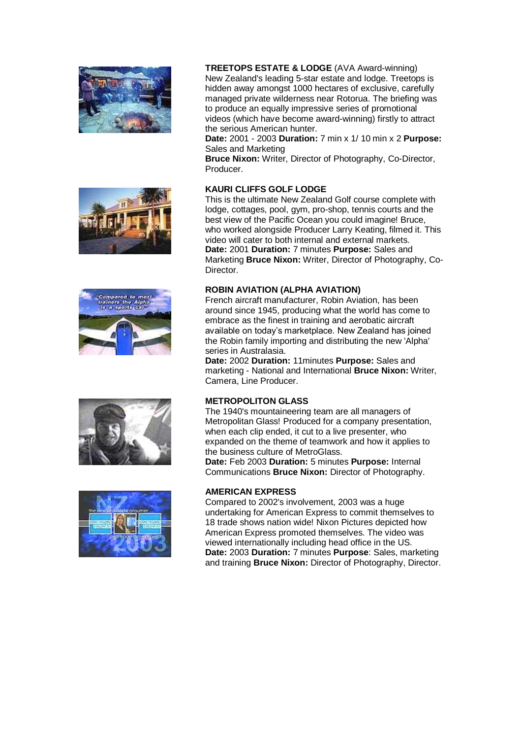**TREETOPS ESTATE & LODGE** (AVA Award-winning)
New Zealand's leading 5-star estate and lodge. Treetops is hidden away amongst 1000 hectares of exclusive, carefully managed private wilderness near Rotorua. The briefing was to produce an equally impressive series of promotional videos (which have become award-winning) firstly to attract the serious American hunter.
**Date:** 2001 - 2003 **Duration:** 7 min x 1/ 10 min x 2 **Purpose:** Sales and Marketing
**Bruce Nixon:** Writer, Director of Photography, Co-Director, Producer.

**KAURI CLIFFS GOLF LODGE**
This is the ultimate New Zealand Golf course complete with lodge, cottages, pool, gym, pro-shop, tennis courts and the best view of the Pacific Ocean you could imagine! Bruce, who worked alongside Producer Larry Keating, filmed it. This video will cater to both internal and external markets.
**Date:** 2001 **Duration:** 7 minutes **Purpose:** Sales and Marketing **Bruce Nixon:** Writer, Director of Photography, Co-Director.

**ROBIN AVIATION (ALPHA AVIATION)**
French aircraft manufacturer, Robin Aviation, has been around since 1945, producing what the world has come to embrace as the finest in training and aerobatic aircraft available on today's marketplace. New Zealand has joined the Robin family importing and distributing the new 'Alpha' series in Australasia.
**Date:** 2002 **Duration:** 11minutes **Purpose:** Sales and marketing - National and International **Bruce Nixon:** Writer, Camera, Line Producer.

**METROPOLITON GLASS**
The 1940's mountaineering team are all managers of Metropolitan Glass! Produced for a company presentation, when each clip ended, it cut to a live presenter, who expanded on the theme of teamwork and how it applies to the business culture of MetroGlass.
**Date:** Feb 2003 **Duration:** 5 minutes **Purpose:** Internal Communications **Bruce Nixon:** Director of Photography.

**AMERICAN EXPRESS**
Compared to 2002's involvement, 2003 was a huge undertaking for American Express to commit themselves to 18 trade shows nation wide! Nixon Pictures depicted how American Express promoted themselves. The video was viewed internationally including head office in the US.
**Date:** 2003 **Duration:** 7 minutes **Purpose**: Sales, marketing and training **Bruce Nixon:** Director of Photography, Director.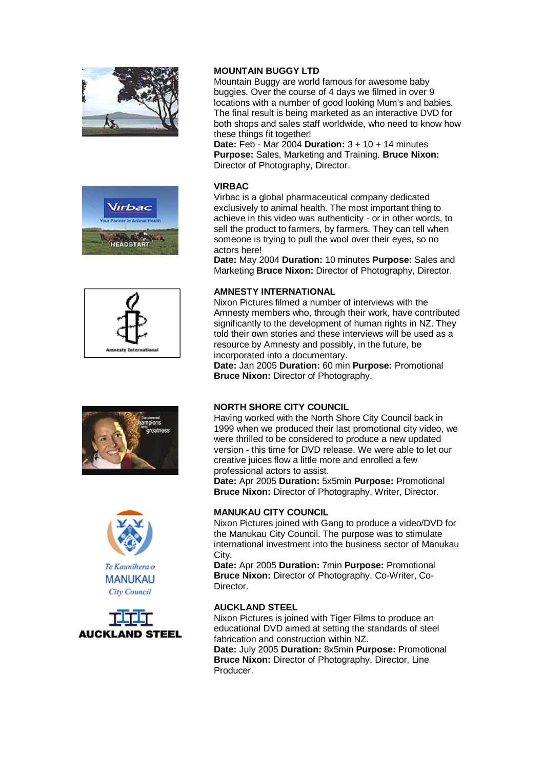### MOUNTAIN BUGGY LTD

Mountain Buggy are world famous for awesome baby buggies. Over the course of 4 days we filmed in over 9 locations with a number of good looking Mum's and babies. The final result is being marketed as an interactive DVD for both shops and sales staff worldwide, who need to know how these things fit together!

**Date:** Feb - Mar 2004 **Duration:** 3 + 10 + 14 minutes **Purpose:** Sales, Marketing and Training. **Bruce Nixon:** Director of Photography, Director.

### VIRBAC

Virbac is a global pharmaceutical company dedicated exclusively to animal health. The most important thing to achieve in this video was authenticity - or in other words, to sell the product to farmers, by farmers. They can tell when someone is trying to pull the wool over their eyes, so no actors here!

**Date:** May 2004 **Duration:** 10 minutes **Purpose:** Sales and Marketing **Bruce Nixon:** Director of Photography, Director.

### AMNESTY INTERNATIONAL

Nixon Pictures filmed a number of interviews with the Amnesty members who, through their work, have contributed significantly to the development of human rights in NZ. They told their own stories and these interviews will be used as a resource by Amnesty and possibly, in the future, be incorporated into a documentary.

**Date:** Jan 2005 **Duration:** 60 min **Purpose:** Promotional **Bruce Nixon:** Director of Photography.

### NORTH SHORE CITY COUNCIL

Having worked with the North Shore City Council back in 1999 when we produced their last promotional city video, we were thrilled to be considered to produce a new updated version - this time for DVD release. We were able to let our creative juices flow a little more and enrolled a few professional actors to assist.

**Date:** Apr 2005 **Duration:** 5x5min **Purpose:** Promotional **Bruce Nixon:** Director of Photography, Writer, Director.

### MANUKAU CITY COUNCIL

Nixon Pictures joined with Gang to produce a video/DVD for the Manukau City Council. The purpose was to stimulate international investment into the business sector of Manukau City.

**Date:** Apr 2005 **Duration:** 7min **Purpose:** Promotional **Bruce Nixon:** Director of Photography, Co-Writer, Co-Director.

### AUCKLAND STEEL

Nixon Pictures is joined with Tiger Films to produce an educational DVD aimed at setting the standards of steel fabrication and construction within NZ.

**Date:** July 2005 **Duration:** 8x5min **Purpose:** Promotional **Bruce Nixon:** Director of Photography, Director, Line Producer.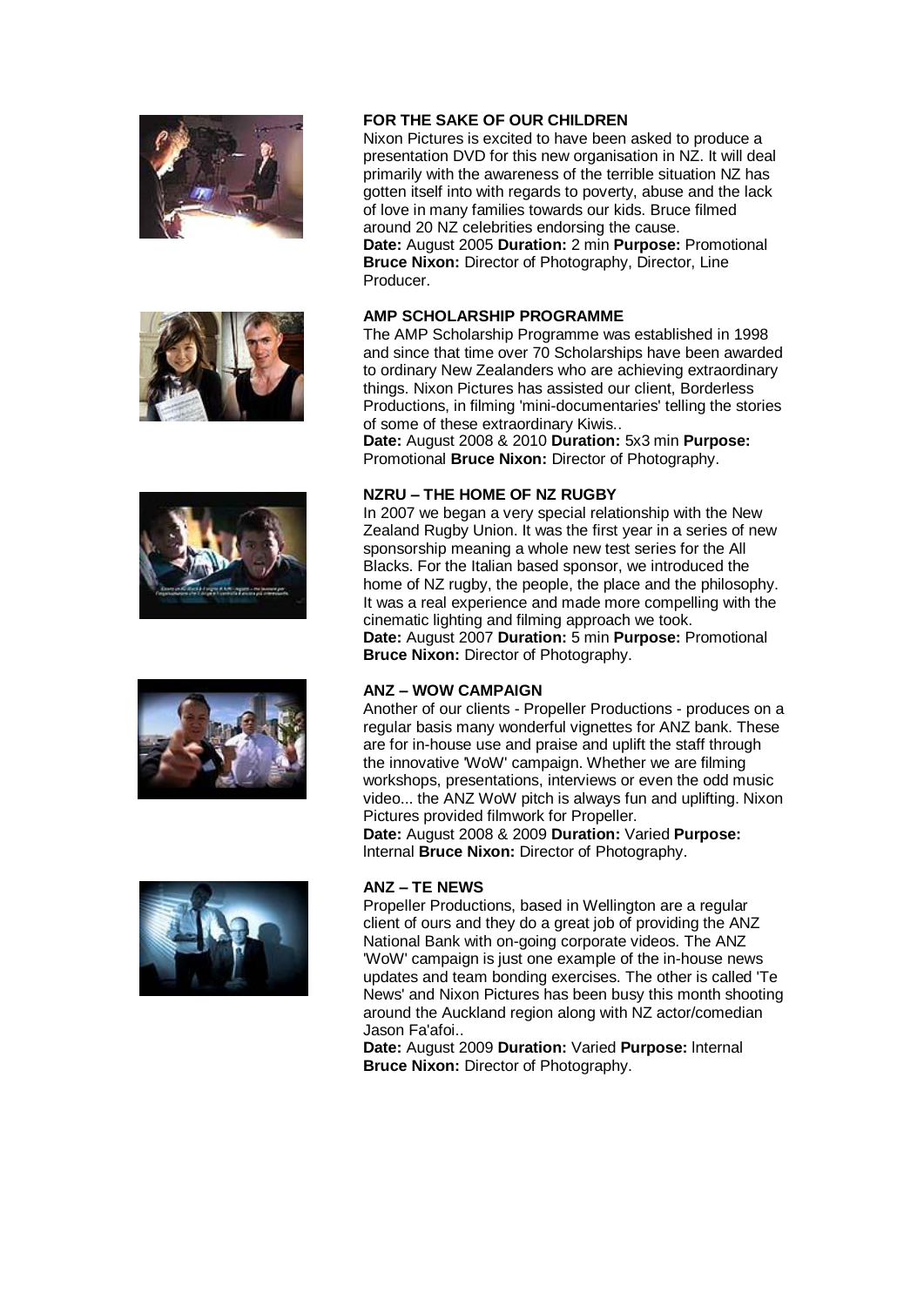### FOR THE SAKE OF OUR CHILDREN

Nixon Pictures is excited to have been asked to produce a presentation DVD for this new organisation in NZ. It will deal primarily with the awareness of the terrible situation NZ has gotten itself into with regards to poverty, abuse and the lack of love in many families towards our kids. Bruce filmed around 20 NZ celebrities endorsing the cause.

**Date:** August 2005 **Duration:** 2 min **Purpose:** Promotional **Bruce Nixon:** Director of Photography, Director, Line Producer.

### AMP SCHOLARSHIP PROGRAMME

The AMP Scholarship Programme was established in 1998 and since that time over 70 Scholarships have been awarded to ordinary New Zealanders who are achieving extraordinary things. Nixon Pictures has assisted our client, Borderless Productions, in filming 'mini-documentaries' telling the stories of some of these extraordinary Kiwis..

**Date:** August 2008 & 2010 **Duration:** 5x3 min **Purpose:** Promotional **Bruce Nixon:** Director of Photography.

### NZRU – THE HOME OF NZ RUGBY

In 2007 we began a very special relationship with the New Zealand Rugby Union. It was the first year in a series of new sponsorship meaning a whole new test series for the All Blacks. For the Italian based sponsor, we introduced the home of NZ rugby, the people, the place and the philosophy. It was a real experience and made more compelling with the cinematic lighting and filming approach we took.

**Date:** August 2007 **Duration:** 5 min **Purpose:** Promotional **Bruce Nixon:** Director of Photography.

### ANZ – WOW CAMPAIGN

Another of our clients - Propeller Productions - produces on a regular basis many wonderful vignettes for ANZ bank. These are for in-house use and praise and uplift the staff through the innovative 'WoW' campaign. Whether we are filming workshops, presentations, interviews or even the odd music video... the ANZ WoW pitch is always fun and uplifting. Nixon Pictures provided filmwork for Propeller.

**Date:** August 2008 & 2009 **Duration:** Varied **Purpose:** Internal **Bruce Nixon:** Director of Photography.

### ANZ – TE NEWS

Propeller Productions, based in Wellington are a regular client of ours and they do a great job of providing the ANZ National Bank with on-going corporate videos. The ANZ 'WoW' campaign is just one example of the in-house news updates and team bonding exercises. The other is called 'Te News' and Nixon Pictures has been busy this month shooting around the Auckland region along with NZ actor/comedian Jason Fa'afoi..

**Date:** August 2009 **Duration:** Varied **Purpose:** Internal **Bruce Nixon:** Director of Photography.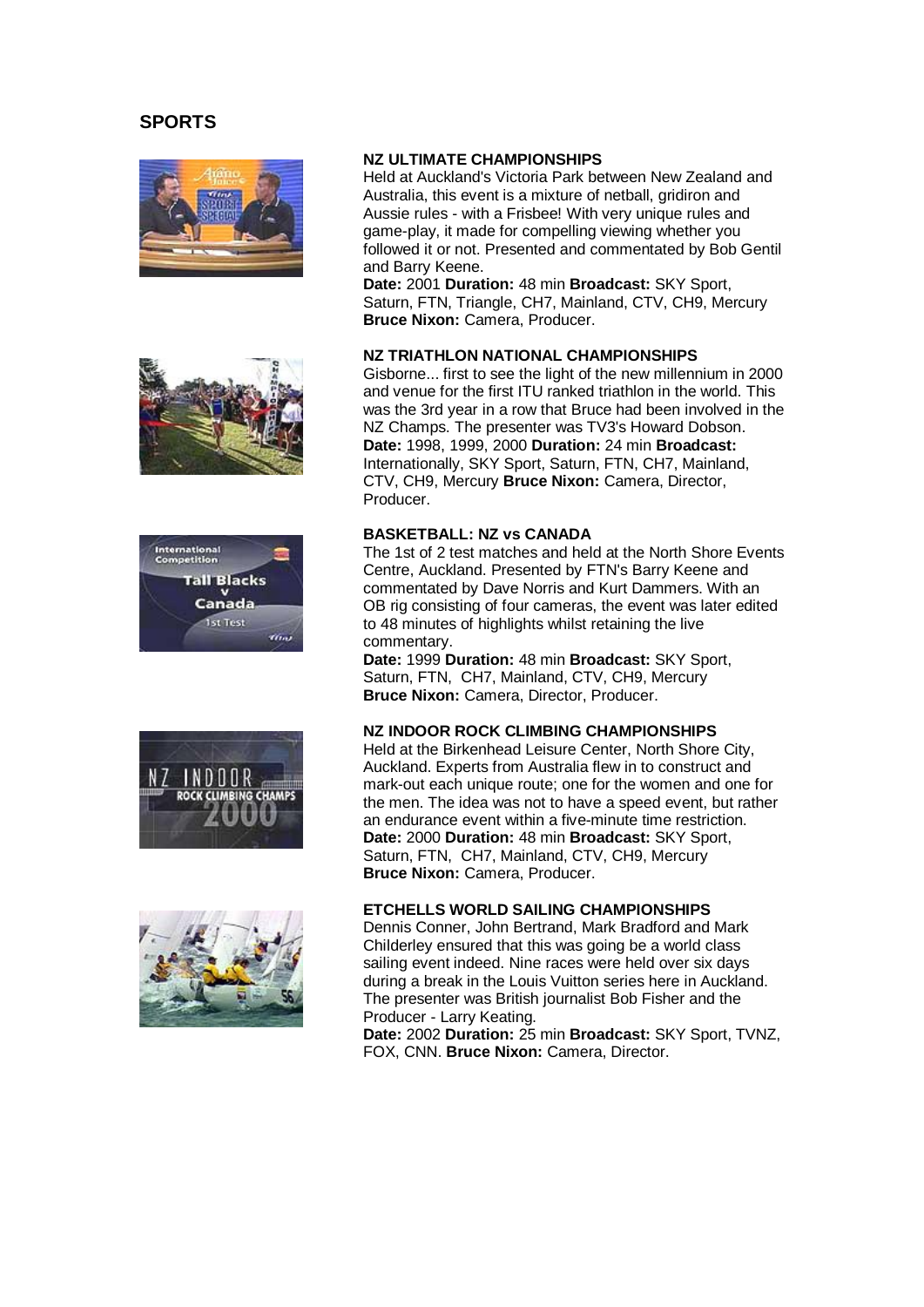## SPORTS

### NZ ULTIMATE CHAMPIONSHIPS

Held at Auckland's Victoria Park between New Zealand and Australia, this event is a mixture of netball, gridiron and Aussie rules - with a Frisbee! With very unique rules and game-play, it made for compelling viewing whether you followed it or not. Presented and commentated by Bob Gentil and Barry Keene.

**Date:** 2001 **Duration:** 48 min **Broadcast:** SKY Sport, Saturn, FTN, Triangle, CH7, Mainland, CTV, CH9, Mercury **Bruce Nixon:** Camera, Producer.

### NZ TRIATHLON NATIONAL CHAMPIONSHIPS

Gisborne... first to see the light of the new millennium in 2000 and venue for the first ITU ranked triathlon in the world. This was the 3rd year in a row that Bruce had been involved in the NZ Champs. The presenter was TV3's Howard Dobson.

**Date:** 1998, 1999, 2000 **Duration:** 24 min **Broadcast:** Internationally, SKY Sport, Saturn, FTN, CH7, Mainland, CTV, CH9, Mercury **Bruce Nixon:** Camera, Director, Producer.

### BASKETBALL: NZ vs CANADA

The 1st of 2 test matches and held at the North Shore Events Centre, Auckland. Presented by FTN's Barry Keene and commentated by Dave Norris and Kurt Dammers. With an OB rig consisting of four cameras, the event was later edited to 48 minutes of highlights whilst retaining the live commentary.

**Date:** 1999 **Duration:** 48 min **Broadcast:** SKY Sport, Saturn, FTN, CH7, Mainland, CTV, CH9, Mercury **Bruce Nixon:** Camera, Director, Producer.

### NZ INDOOR ROCK CLIMBING CHAMPIONSHIPS

Held at the Birkenhead Leisure Center, North Shore City, Auckland. Experts from Australia flew in to construct and mark-out each unique route; one for the women and one for the men. The idea was not to have a speed event, but rather an endurance event within a five-minute time restriction.

**Date:** 2000 **Duration:** 48 min **Broadcast:** SKY Sport, Saturn, FTN, CH7, Mainland, CTV, CH9, Mercury **Bruce Nixon:** Camera, Producer.

### ETCHELLS WORLD SAILING CHAMPIONSHIPS

Dennis Conner, John Bertrand, Mark Bradford and Mark Childerley ensured that this was going be a world class sailing event indeed. Nine races were held over six days during a break in the Louis Vuitton series here in Auckland. The presenter was British journalist Bob Fisher and the Producer - Larry Keating.

**Date:** 2002 **Duration:** 25 min **Broadcast:** SKY Sport, TVNZ, FOX, CNN. **Bruce Nixon:** Camera, Director.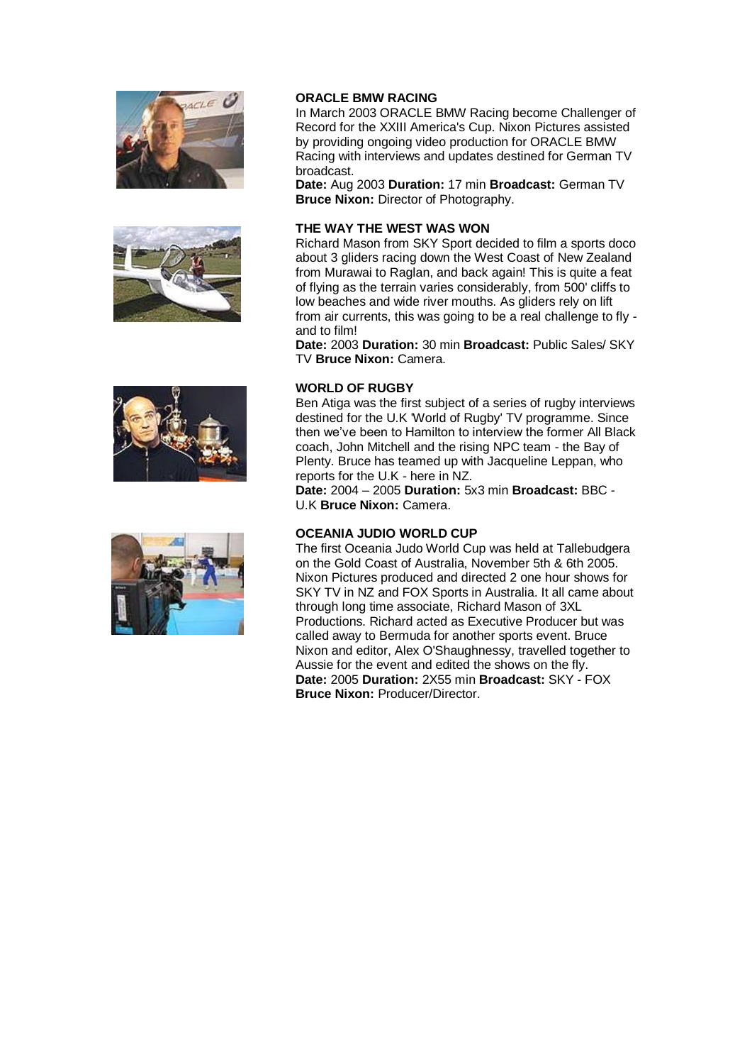**ORACLE BMW RACING**

In March 2003 ORACLE BMW Racing become Challenger of Record for the XXIII America's Cup. Nixon Pictures assisted by providing ongoing video production for ORACLE BMW Racing with interviews and updates destined for German TV broadcast.

**Date:** Aug 2003 **Duration:** 17 min **Broadcast:** German TV
**Bruce Nixon:** Director of Photography.

**THE WAY THE WEST WAS WON**

Richard Mason from SKY Sport decided to film a sports doco about 3 gliders racing down the West Coast of New Zealand from Murawai to Raglan, and back again! This is quite a feat of flying as the terrain varies considerably, from 500' cliffs to low beaches and wide river mouths. As gliders rely on lift from air currents, this was going to be a real challenge to fly - and to film!

**Date:** 2003 **Duration:** 30 min **Broadcast:** Public Sales/ SKY TV **Bruce Nixon:** Camera.

**WORLD OF RUGBY**

Ben Atiga was the first subject of a series of rugby interviews destined for the U.K 'World of Rugby' TV programme. Since then we've been to Hamilton to interview the former All Black coach, John Mitchell and the rising NPC team - the Bay of Plenty. Bruce has teamed up with Jacqueline Leppan, who reports for the U.K - here in NZ.

**Date:** 2004 – 2005 **Duration:** 5x3 min **Broadcast:** BBC - U.K **Bruce Nixon:** Camera.

**OCEANIA JUDIO WORLD CUP**

The first Oceania Judo World Cup was held at Tallebudgera on the Gold Coast of Australia, November 5th & 6th 2005. Nixon Pictures produced and directed 2 one hour shows for SKY TV in NZ and FOX Sports in Australia. It all came about through long time associate, Richard Mason of 3XL Productions. Richard acted as Executive Producer but was called away to Bermuda for another sports event. Bruce Nixon and editor, Alex O'Shaughnessy, travelled together to Aussie for the event and edited the shows on the fly.

**Date:** 2005 **Duration:** 2X55 min **Broadcast:** SKY - FOX
**Bruce Nixon:** Producer/Director.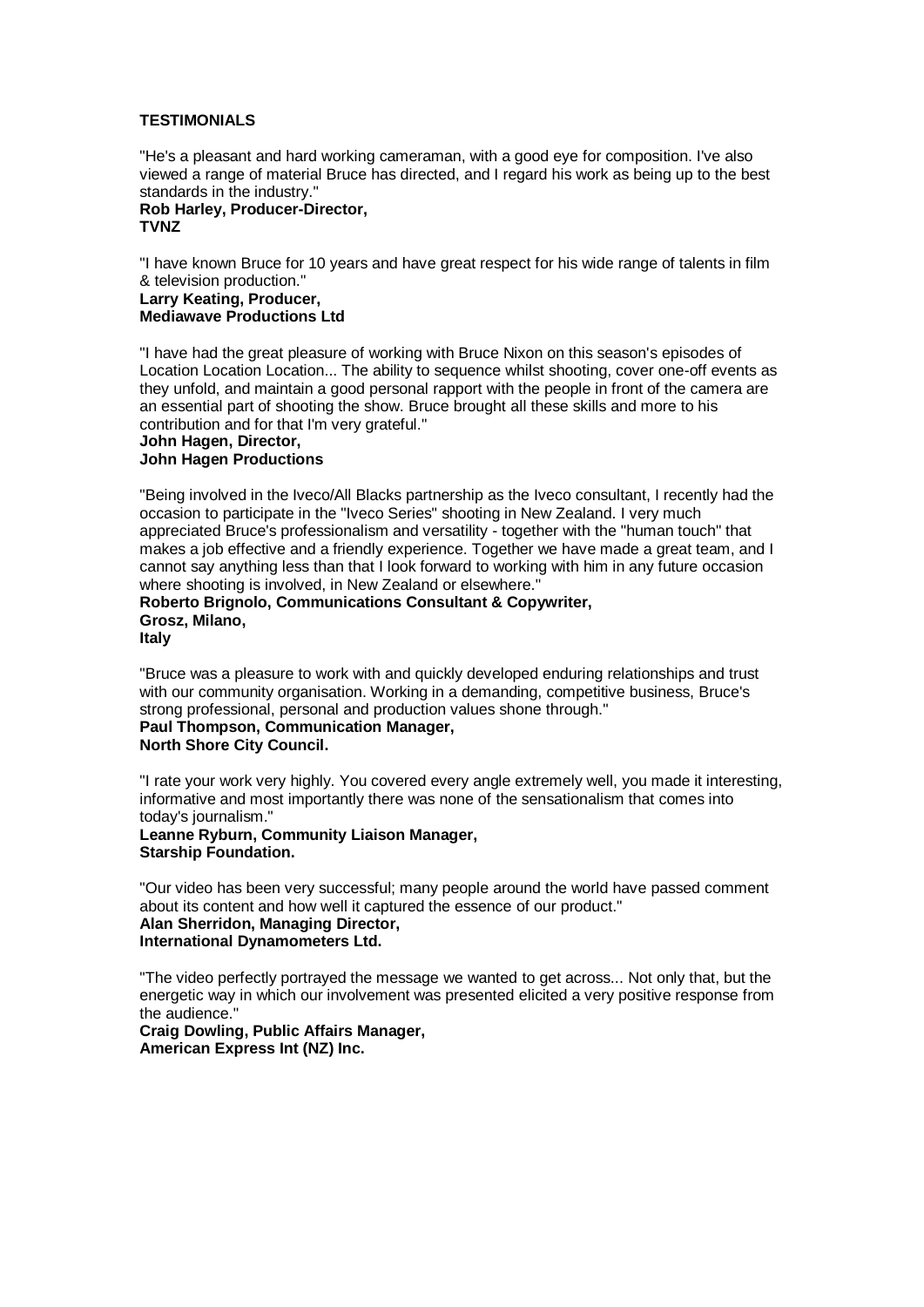# TESTIMONIALS

"He's a pleasant and hard working cameraman, with a good eye for composition. I've also viewed a range of material Bruce has directed, and I regard his work as being up to the best standards in the industry."
**Rob Harley, Producer-Director,**
**TVNZ**

"I have known Bruce for 10 years and have great respect for his wide range of talents in film & television production."
**Larry Keating, Producer,**
**Mediawave Productions Ltd**

"I have had the great pleasure of working with Bruce Nixon on this season's episodes of Location Location Location... The ability to sequence whilst shooting, cover one-off events as they unfold, and maintain a good personal rapport with the people in front of the camera are an essential part of shooting the show. Bruce brought all these skills and more to his contribution and for that I'm very grateful."
**John Hagen, Director,**
**John Hagen Productions**

"Being involved in the Iveco/All Blacks partnership as the Iveco consultant, I recently had the occasion to participate in the "Iveco Series" shooting in New Zealand. I very much appreciated Bruce's professionalism and versatility - together with the "human touch" that makes a job effective and a friendly experience. Together we have made a great team, and I cannot say anything less than that I look forward to working with him in any future occasion where shooting is involved, in New Zealand or elsewhere."
**Roberto Brignolo, Communications Consultant & Copywriter,**
**Grosz, Milano,**
**Italy**

"Bruce was a pleasure to work with and quickly developed enduring relationships and trust with our community organisation. Working in a demanding, competitive business, Bruce's strong professional, personal and production values shone through."
**Paul Thompson, Communication Manager,**
**North Shore City Council.**

"I rate your work very highly. You covered every angle extremely well, you made it interesting, informative and most importantly there was none of the sensationalism that comes into today's journalism."
**Leanne Ryburn, Community Liaison Manager,**
**Starship Foundation.**

"Our video has been very successful; many people around the world have passed comment about its content and how well it captured the essence of our product."
**Alan Sherridon, Managing Director,**
**International Dynamometers Ltd.**

"The video perfectly portrayed the message we wanted to get across... Not only that, but the energetic way in which our involvement was presented elicited a very positive response from the audience."
**Craig Dowling, Public Affairs Manager,**
**American Express Int (NZ) Inc.**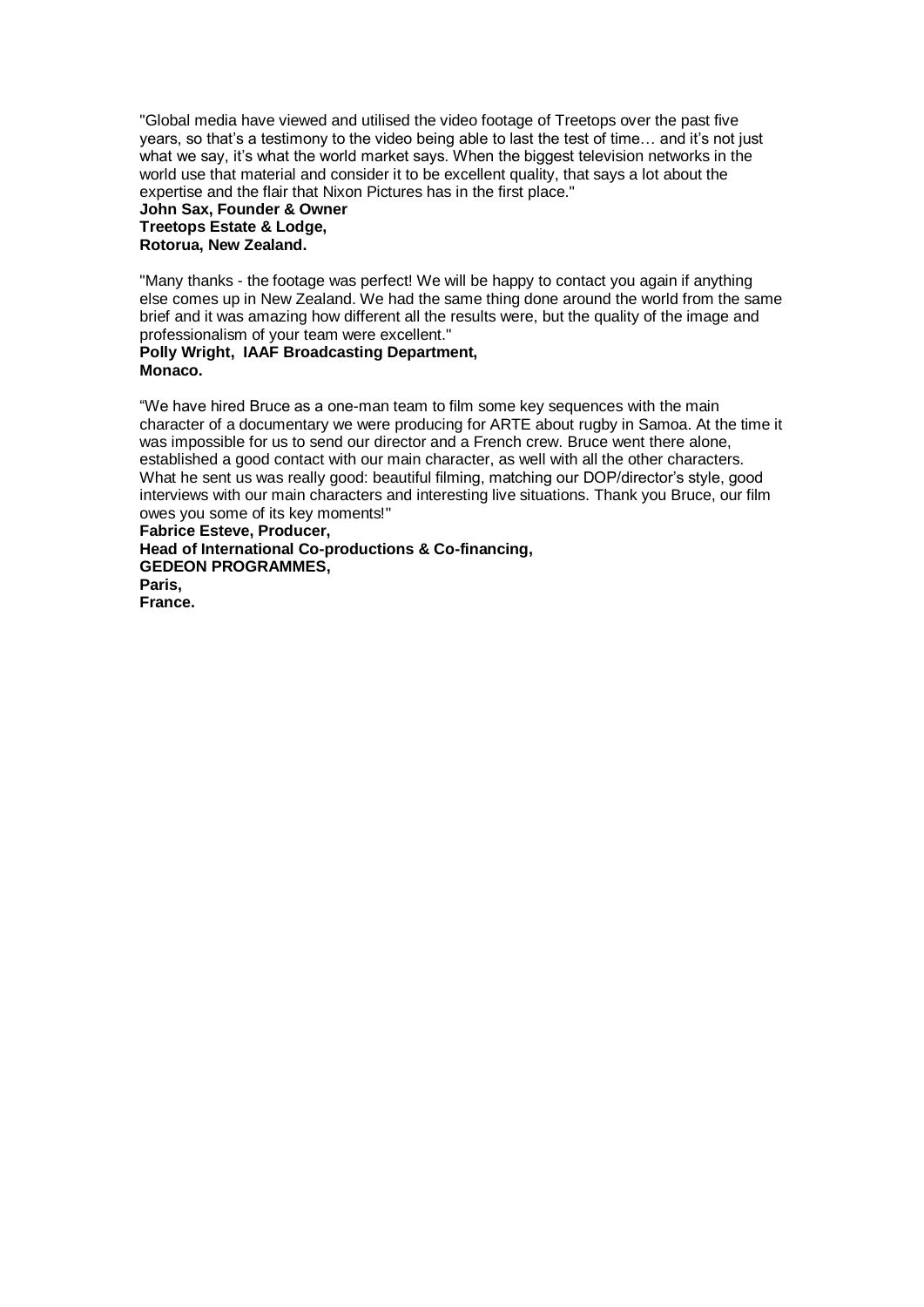"Global media have viewed and utilised the video footage of Treetops over the past five years, so that's a testimony to the video being able to last the test of time… and it's not just what we say, it's what the world market says. When the biggest television networks in the world use that material and consider it to be excellent quality, that says a lot about the expertise and the flair that Nixon Pictures has in the first place."
**John Sax, Founder & Owner**
**Treetops Estate & Lodge,**
**Rotorua, New Zealand.**

"Many thanks - the footage was perfect! We will be happy to contact you again if anything else comes up in New Zealand. We had the same thing done around the world from the same brief and it was amazing how different all the results were, but the quality of the image and professionalism of your team were excellent."
**Polly Wright, IAAF Broadcasting Department,**
**Monaco.**

"We have hired Bruce as a one-man team to film some key sequences with the main character of a documentary we were producing for ARTE about rugby in Samoa. At the time it was impossible for us to send our director and a French crew. Bruce went there alone, established a good contact with our main character, as well with all the other characters. What he sent us was really good: beautiful filming, matching our DOP/director's style, good interviews with our main characters and interesting live situations. Thank you Bruce, our film owes you some of its key moments!"
**Fabrice Esteve, Producer,**
**Head of International Co-productions & Co-financing,**
**GEDEON PROGRAMMES,**
**Paris,**
**France.**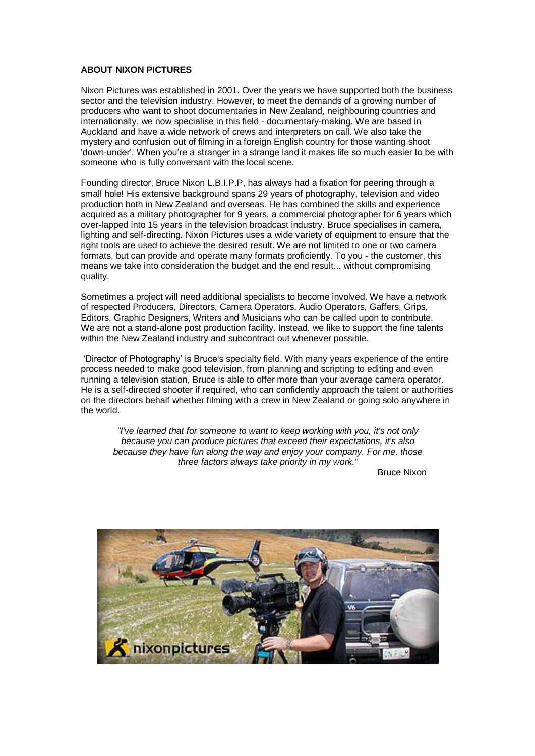**ABOUT NIXON PICTURES**

Nixon Pictures was established in 2001. Over the years we have supported both the business sector and the television industry. However, to meet the demands of a growing number of producers who want to shoot documentaries in New Zealand, neighbouring countries and internationally, we now specialise in this field - documentary-making. We are based in Auckland and have a wide network of crews and interpreters on call. We also take the mystery and confusion out of filming in a foreign English country for those wanting shoot 'down-under'. When you're a stranger in a strange land it makes life so much easier to be with someone who is fully conversant with the local scene.

Founding director, Bruce Nixon L.B.I.P.P, has always had a fixation for peering through a small hole! His extensive background spans 29 years of photography, television and video production both in New Zealand and overseas. He has combined the skills and experience acquired as a military photographer for 9 years, a commercial photographer for 6 years which over-lapped into 15 years in the television broadcast industry. Bruce specialises in camera, lighting and self-directing. Nixon Pictures uses a wide variety of equipment to ensure that the right tools are used to achieve the desired result. We are not limited to one or two camera formats, but can provide and operate many formats proficiently. To you - the customer, this means we take into consideration the budget and the end result... without compromising quality.

Sometimes a project will need additional specialists to become involved. We have a network of respected Producers, Directors, Camera Operators, Audio Operators, Gaffers, Grips, Editors, Graphic Designers, Writers and Musicians who can be called upon to contribute. We are not a stand-alone post production facility. Instead, we like to support the fine talents within the New Zealand industry and subcontract out whenever possible.

'Director of Photography' is Bruce's specialty field. With many years experience of the entire process needed to make good television, from planning and scripting to editing and even running a television station, Bruce is able to offer more than your average camera operator. He is a self-directed shooter if required, who can confidently approach the talent or authorities on the directors behalf whether filming with a crew in New Zealand or going solo anywhere in the world.

> *"I've learned that for someone to want to keep working with you, it's not only because you can produce pictures that exceed their expectations, it's also because they have fun along the way and enjoy your company. For me, those three factors always take priority in my work."*
>
> Bruce Nixon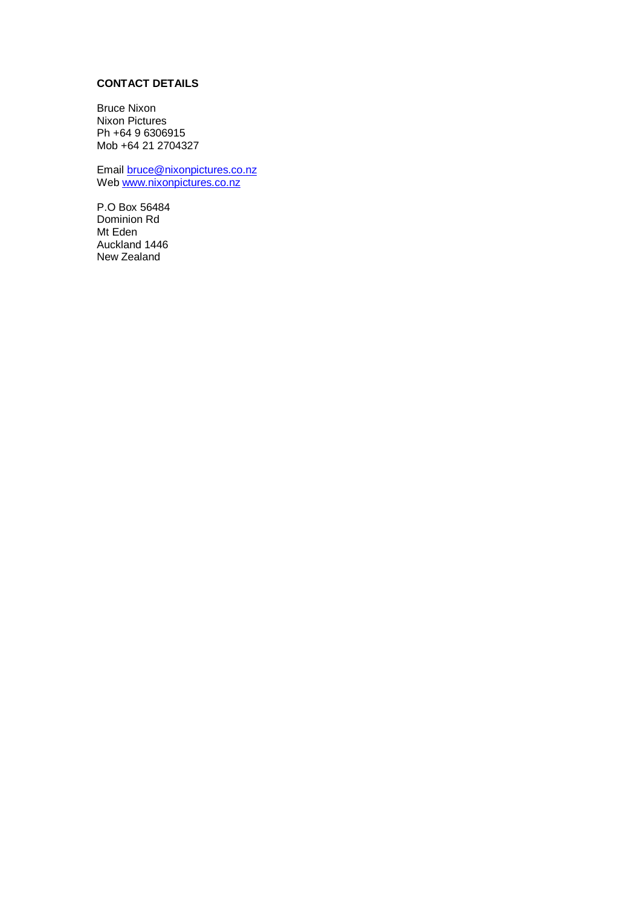**CONTACT DETAILS**

Bruce Nixon
Nixon Pictures
Ph +64 9 6306915
Mob +64 21 2704327

Email bruce@nixonpictures.co.nz
Web www.nixonpictures.co.nz

P.O Box 56484
Dominion Rd
Mt Eden
Auckland 1446
New Zealand